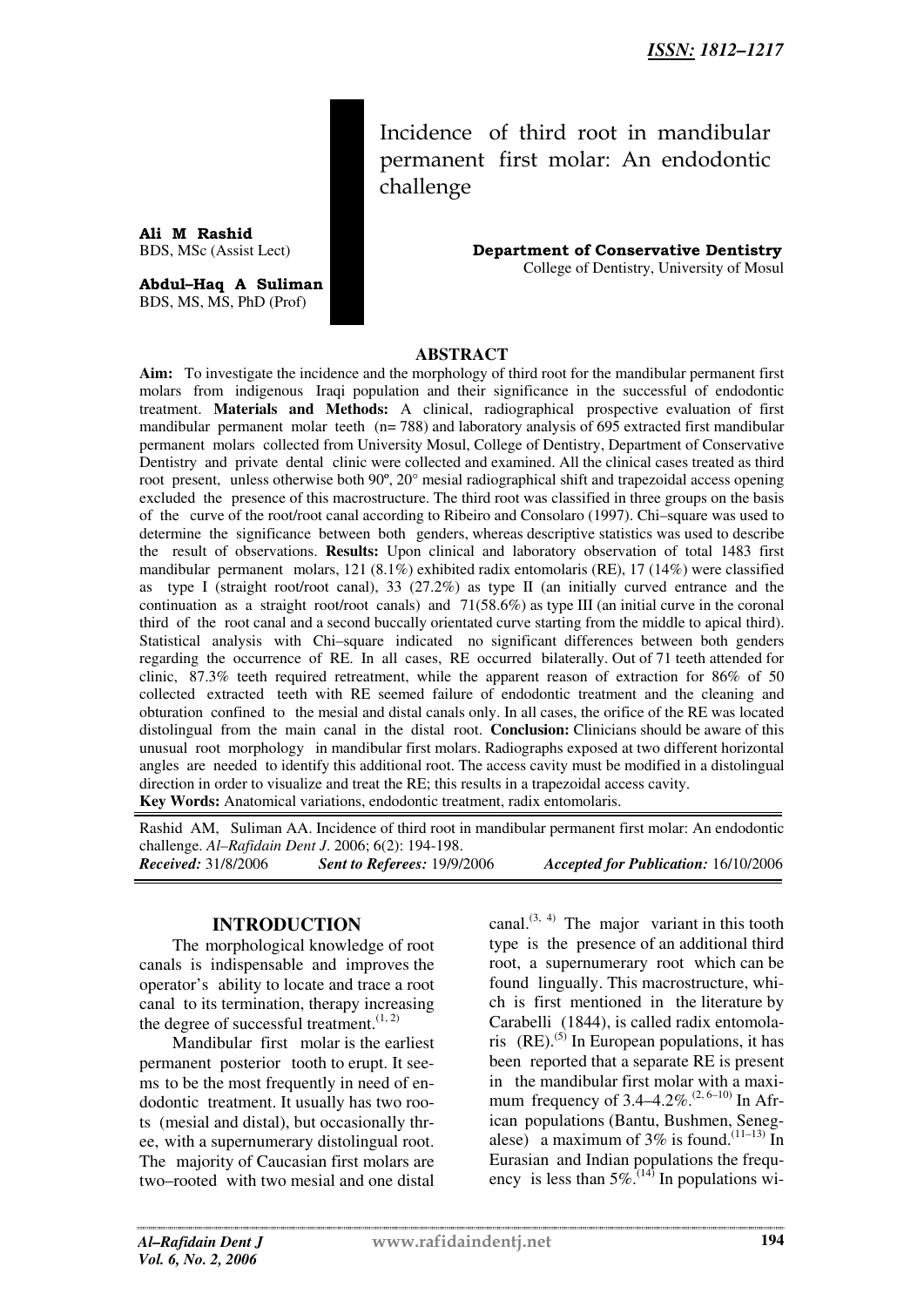ISSN: 1812–1217

# Incidence of third root in mandibular permanent first molar: An endodontic challenge

**Ali M Rashid**
BDS, MSc (Assist Lect)

**Abdul–Haq A Suliman**
BDS, MS, MS, PhD (Prof)

**Department of Conservative Dentistry**
College of Dentistry, University of Mosul

## ABSTRACT

**Aim:** To investigate the incidence and the morphology of third root for the mandibular permanent first molars from indigenous Iraqi population and their significance in the successful of endodontic treatment. **Materials and Methods:** A clinical, radiographical prospective evaluation of first mandibular permanent molar teeth (n= 788) and laboratory analysis of 695 extracted first mandibular permanent molars collected from University Mosul, College of Dentistry, Department of Conservative Dentistry and private dental clinic were collected and examined. All the clinical cases treated as third root present, unless otherwise both 90º, 20° mesial radiographical shift and trapezoidal access opening excluded the presence of this macrostructure. The third root was classified in three groups on the basis of the curve of the root/root canal according to Ribeiro and Consolaro (1997). Chi–square was used to determine the significance between both genders, whereas descriptive statistics was used to describe the result of observations. **Results:** Upon clinical and laboratory observation of total 1483 first mandibular permanent molars, 121 (8.1%) exhibited radix entomolaris (RE), 17 (14%) were classified as type I (straight root/root canal), 33 (27.2%) as type II (an initially curved entrance and the continuation as a straight root/root canals) and 71(58.6%) as type III (an initial curve in the coronal third of the root canal and a second buccally orientated curve starting from the middle to apical third). Statistical analysis with Chi–square indicated no significant differences between both genders regarding the occurrence of RE. In all cases, RE occurred bilaterally. Out of 71 teeth attended for clinic, 87.3% teeth required retreatment, while the apparent reason of extraction for 86% of 50 collected extracted teeth with RE seemed failure of endodontic treatment and the cleaning and obturation confined to the mesial and distal canals only. In all cases, the orifice of the RE was located distolingual from the main canal in the distal root. **Conclusion:** Clinicians should be aware of this unusual root morphology in mandibular first molars. Radiographs exposed at two different horizontal angles are needed to identify this additional root. The access cavity must be modified in a distolingual direction in order to visualize and treat the RE; this results in a trapezoidal access cavity.

**Key Words:** Anatomical variations, endodontic treatment, radix entomolaris.

Rashid AM, Suliman AA. Incidence of third root in mandibular permanent first molar: An endodontic challenge. *Al–Rafidain Dent J*. 2006; 6(2): 194-198.
***Received:*** 31/8/2006 ***Sent to Referees:*** 19/9/2006 ***Accepted for Publication:*** 16/10/2006

## INTRODUCTION

The morphological knowledge of root canals is indispensable and improves the operator's ability to locate and trace a root canal to its termination, therapy increasing the degree of successful treatment.[1, 2]

Mandibular first molar is the earliest permanent posterior tooth to erupt. It seems to be the most frequently in need of endodontic treatment. It usually has two roots (mesial and distal), but occasionally three, with a supernumerary distolingual root. The majority of Caucasian first molars are two–rooted with two mesial and one distal canal.[3, 4] The major variant in this tooth type is the presence of an additional third root, a supernumerary root which can be found lingually. This macrostructure, which is first mentioned in the literature by Carabelli (1844), is called radix entomolaris (RE).[5] In European populations, it has been reported that a separate RE is present in the mandibular first molar with a maximum frequency of 3.4–4.2%.[2, 6–10] In African populations (Bantu, Bushmen, Senegalese) a maximum of 3% is found.[11–13] In Eurasian and Indian populations the frequency is less than 5%.[14] In populations wi-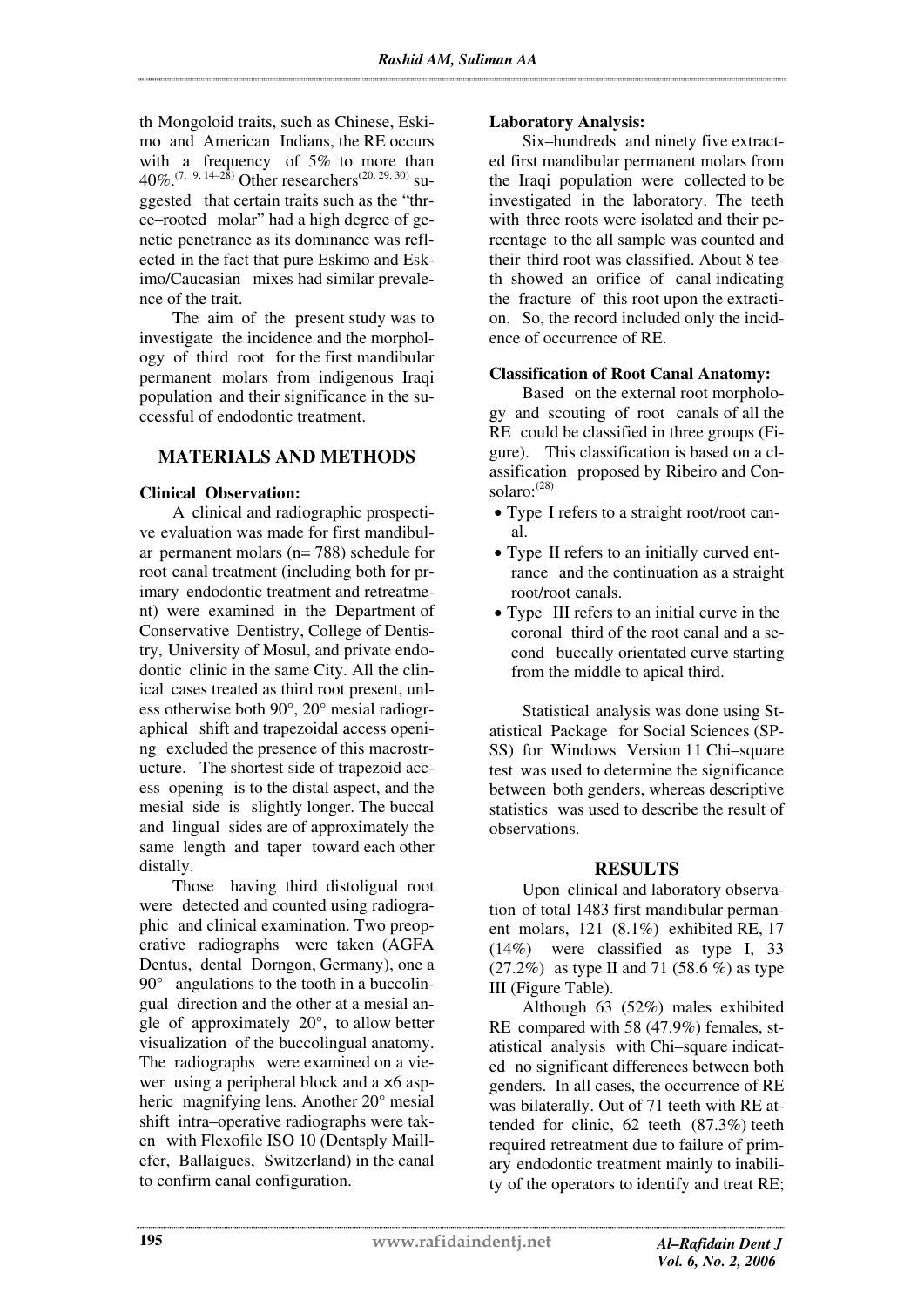th Mongoloid traits, such as Chinese, Eskimo and American Indians, the RE occurs with a frequency of 5% to more than 40%.[7, 9, 14–28] Other researchers[20, 29, 30] suggested that certain traits such as the "three–rooted molar" had a high degree of genetic penetrance as its dominance was reflected in the fact that pure Eskimo and Eskimo/Caucasian mixes had similar prevalence of the trait.

The aim of the present study was to investigate the incidence and the morphology of third root for the first mandibular permanent molars from indigenous Iraqi population and their significance in the successful of endodontic treatment.

## MATERIALS AND METHODS

### Clinical Observation:

A clinical and radiographic prospective evaluation was made for first mandibular permanent molars (n= 788) schedule for root canal treatment (including both for primary endodontic treatment and retreatment) were examined in the Department of Conservative Dentistry, College of Dentistry, University of Mosul, and private endodontic clinic in the same City. All the clinical cases treated as third root present, unless otherwise both 90°, 20° mesial radiographical shift and trapezoidal access opening excluded the presence of this macrostructure. The shortest side of trapezoid access opening is to the distal aspect, and the mesial side is slightly longer. The buccal and lingual sides are of approximately the same length and taper toward each other distally.

Those having third distoligual root were detected and counted using radiographic and clinical examination. Two preoperative radiographs were taken (AGFA Dentus, dental Dorngon, Germany), one a 90° angulations to the tooth in a buccolingual direction and the other at a mesial angle of approximately 20°, to allow better visualization of the buccolingual anatomy. The radiographs were examined on a viewer using a peripheral block and a ×6 aspheric magnifying lens. Another 20° mesial shift intra–operative radiographs were taken with Flexofile ISO 10 (Dentsply Maillefer, Ballaigues, Switzerland) in the canal to confirm canal configuration.

### Laboratory Analysis:

Six–hundreds and ninety five extracted first mandibular permanent molars from the Iraqi population were collected to be investigated in the laboratory. The teeth with three roots were isolated and their percentage to the all sample was counted and their third root was classified. About 8 teeth showed an orifice of canal indicating the fracture of this root upon the extraction. So, the record included only the incidence of occurrence of RE.

### Classification of Root Canal Anatomy:

Based on the external root morphology and scouting of root canals of all the RE could be classified in three groups (Figure). This classification is based on a classification proposed by Ribeiro and Consolaro:[28]

- Type I refers to a straight root/root canal.
- Type II refers to an initially curved entrance and the continuation as a straight root/root canals.
- Type III refers to an initial curve in the coronal third of the root canal and a second buccally orientated curve starting from the middle to apical third.

Statistical analysis was done using Statistical Package for Social Sciences (SPSS) for Windows Version 11 Chi–square test was used to determine the significance between both genders, whereas descriptive statistics was used to describe the result of observations.

## RESULTS

Upon clinical and laboratory observation of total 1483 first mandibular permanent molars, 121 (8.1%) exhibited RE, 17 (14%) were classified as type I, 33 (27.2%) as type II and 71 (58.6 %) as type III (Figure Table).

Although 63 (52%) males exhibited RE compared with 58 (47.9%) females, statistical analysis with Chi–square indicated no significant differences between both genders. In all cases, the occurrence of RE was bilaterally. Out of 71 teeth with RE attended for clinic, 62 teeth (87.3%) teeth required retreatment due to failure of primary endodontic treatment mainly to inability of the operators to identify and treat RE;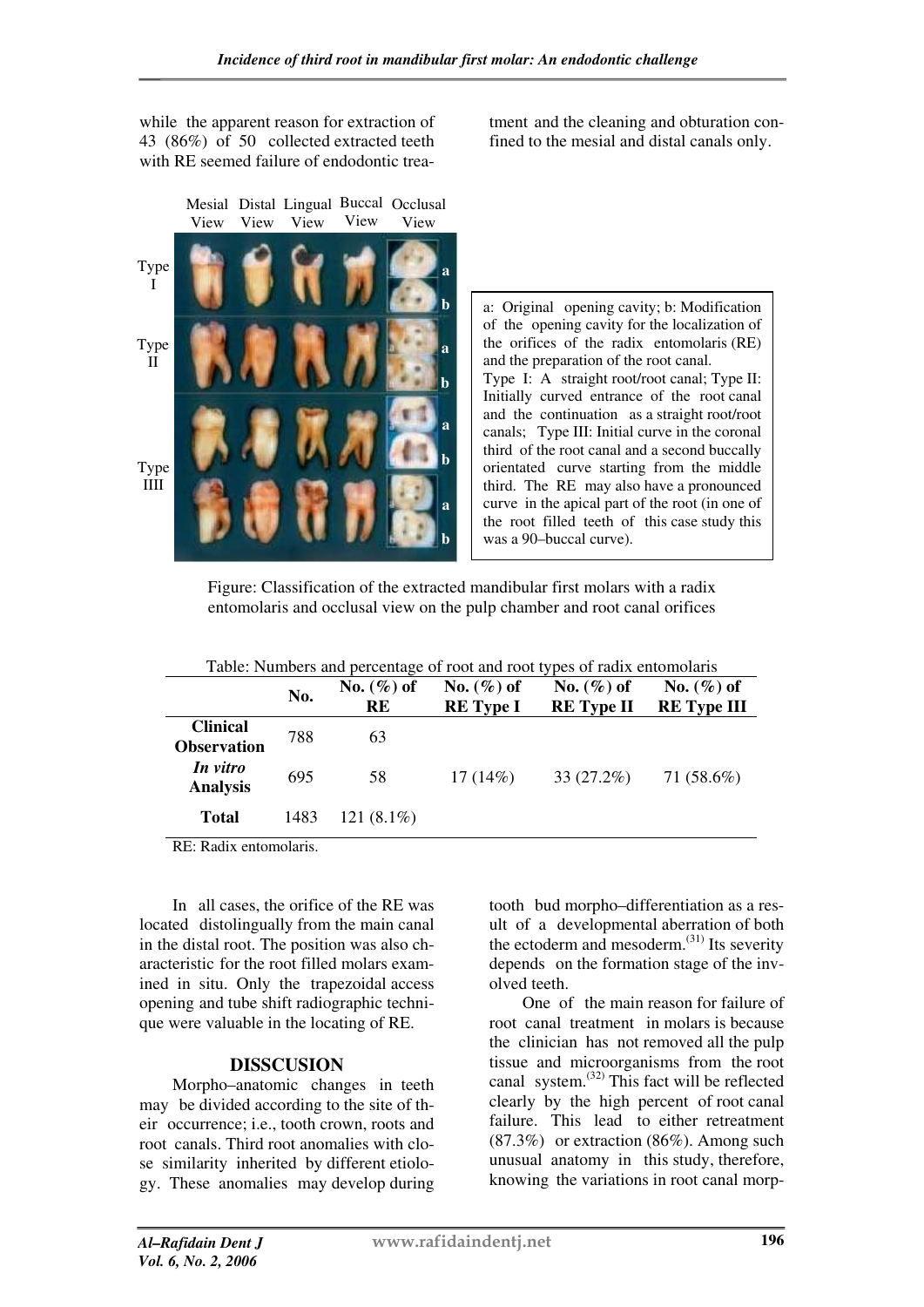while the apparent reason for extraction of 43 (86%) of 50 collected extracted teeth with RE seemed failure of endodontic treatment and the cleaning and obturation confined to the mesial and distal canals only.

a: Original opening cavity; b: Modification of the opening cavity for the localization of the orifices of the radix entomolaris (RE) and the preparation of the root canal.
Type I: A straight root/root canal; Type II: Initially curved entrance of the root canal and the continuation as a straight root/root canals; Type III: Initial curve in the coronal third of the root canal and a second buccally orientated curve starting from the middle third. The RE may also have a pronounced curve in the apical part of the root (in one of the root filled teeth of this case study this was a 90–buccal curve).

Figure: Classification of the extracted mandibular first molars with a radix entomolaris and occlusal view on the pulp chamber and root canal orifices

Table: Numbers and percentage of root and root types of radix entomolaris

| | No. | No. (%) of RE | No. (%) of RE Type I | No. (%) of RE Type II | No. (%) of RE Type III |
|---|---|---|---|---|---|
| **Clinical Observation** | 788 | 63 | | | |
| ***In vitro* Analysis** | 695 | 58 | 17 (14%) | 33 (27.2%) | 71 (58.6%) |
| **Total** | 1483 | 121 (8.1%) | | | |

RE: Radix entomolaris.

In all cases, the orifice of the RE was located distolingually from the main canal in the distal root. The position was also characteristic for the root filled molars examined in situ. Only the trapezoidal access opening and tube shift radiographic technique were valuable in the locating of RE.

## DISSCUSION

Morpho–anatomic changes in teeth may be divided according to the site of their occurrence; i.e., tooth crown, roots and root canals. Third root anomalies with close similarity inherited by different etiology. These anomalies may develop during tooth bud morpho–differentiation as a result of a developmental aberration of both the ectoderm and mesoderm.[31] Its severity depends on the formation stage of the involved teeth.

One of the main reason for failure of root canal treatment in molars is because the clinician has not removed all the pulp tissue and microorganisms from the root canal system.[32] This fact will be reflected clearly by the high percent of root canal failure. This lead to either retreatment (87.3%) or extraction (86%). Among such unusual anatomy in this study, therefore, knowing the variations in root canal morp-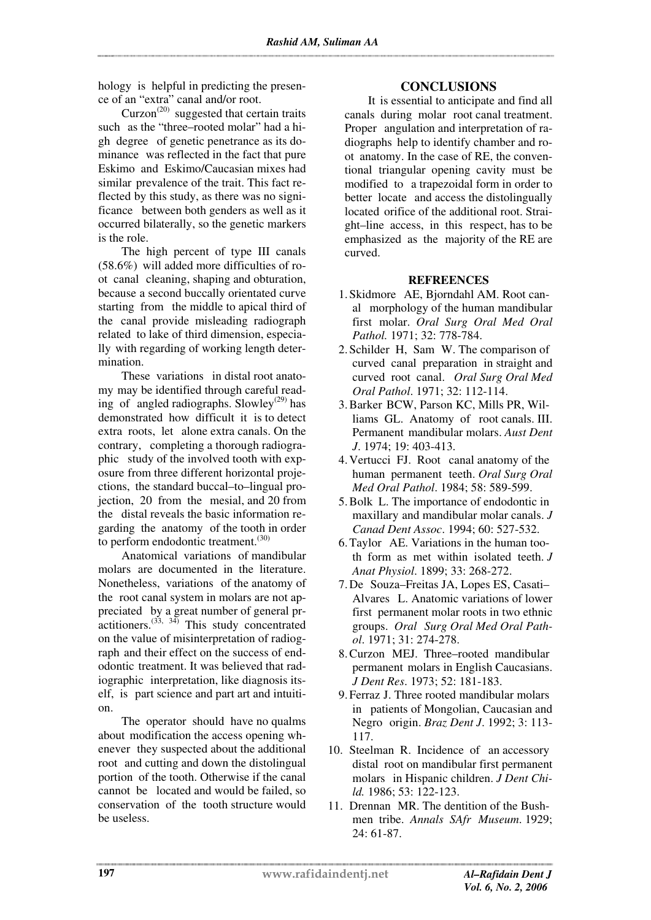hology is helpful in predicting the presence of an "extra" canal and/or root.

Curzon[20] suggested that certain traits such as the "three–rooted molar" had a high degree of genetic penetrance as its dominance was reflected in the fact that pure Eskimo and Eskimo/Caucasian mixes had similar prevalence of the trait. This fact reflected by this study, as there was no significance between both genders as well as it occurred bilaterally, so the genetic markers is the role.

The high percent of type III canals (58.6%) will added more difficulties of root canal cleaning, shaping and obturation, because a second buccally orientated curve starting from the middle to apical third of the canal provide misleading radiograph related to lake of third dimension, especially with regarding of working length determination.

These variations in distal root anatomy may be identified through careful reading of angled radiographs. Slowley[29] has demonstrated how difficult it is to detect extra roots, let alone extra canals. On the contrary, completing a thorough radiographic study of the involved tooth with exposure from three different horizontal projections, the standard buccal–to–lingual projection, 20 from the mesial, and 20 from the distal reveals the basic information regarding the anatomy of the tooth in order to perform endodontic treatment.[30]

Anatomical variations of mandibular molars are documented in the literature. Nonetheless, variations of the anatomy of the root canal system in molars are not appreciated by a great number of general practitioners.[33, 34] This study concentrated on the value of misinterpretation of radiograph and their effect on the success of endodontic treatment. It was believed that radiographic interpretation, like diagnosis itself, is part science and part art and intuition.

The operator should have no qualms about modification the access opening whenever they suspected about the additional root and cutting and down the distolingual portion of the tooth. Otherwise if the canal cannot be located and would be failed, so conservation of the tooth structure would be useless.

## CONCLUSIONS

It is essential to anticipate and find all canals during molar root canal treatment. Proper angulation and interpretation of radiographs help to identify chamber and root anatomy. In the case of RE, the conventional triangular opening cavity must be modified to a trapezoidal form in order to better locate and access the distolingually located orifice of the additional root. Straight–line access, in this respect, has to be emphasized as the majority of the RE are curved.

## REFREENCES

1. Skidmore AE, Bjorndahl AM. Root canal morphology of the human mandibular first molar. *Oral Surg Oral Med Oral Pathol.* 1971; 32: 778-784.
2. Schilder H, Sam W. The comparison of curved canal preparation in straight and curved root canal. *Oral Surg Oral Med Oral Pathol.* 1971; 32: 112-114.
3. Barker BCW, Parson KC, Mills PR, Williams GL. Anatomy of root canals. III. Permanent mandibular molars. *Aust Dent J.* 1974; 19: 403-413.
4. Vertucci FJ. Root canal anatomy of the human permanent teeth. *Oral Surg Oral Med Oral Pathol.* 1984; 58: 589-599.
5. Bolk L. The importance of endodontic in maxillary and mandibular molar canals. *J Canad Dent Assoc.* 1994; 60: 527-532.
6. Taylor AE. Variations in the human tooth form as met within isolated teeth. *J Anat Physiol.* 1899; 33: 268-272.
7. De Souza–Freitas JA, Lopes ES, Casati–Alvares L. Anatomic variations of lower first permanent molar roots in two ethnic groups. *Oral Surg Oral Med Oral Pathol.* 1971; 31: 274-278.
8. Curzon MEJ. Three–rooted mandibular permanent molars in English Caucasians. *J Dent Res.* 1973; 52: 181-183.
9. Ferraz J. Three rooted mandibular molars in patients of Mongolian, Caucasian and Negro origin. *Braz Dent J.* 1992; 3: 113-117.
10. Steelman R. Incidence of an accessory distal root on mandibular first permanent molars in Hispanic children. *J Dent Child.* 1986; 53: 122-123.
11. Drennan MR. The dentition of the Bushmen tribe. *Annals SAfr Museum.* 1929; 24: 61-87.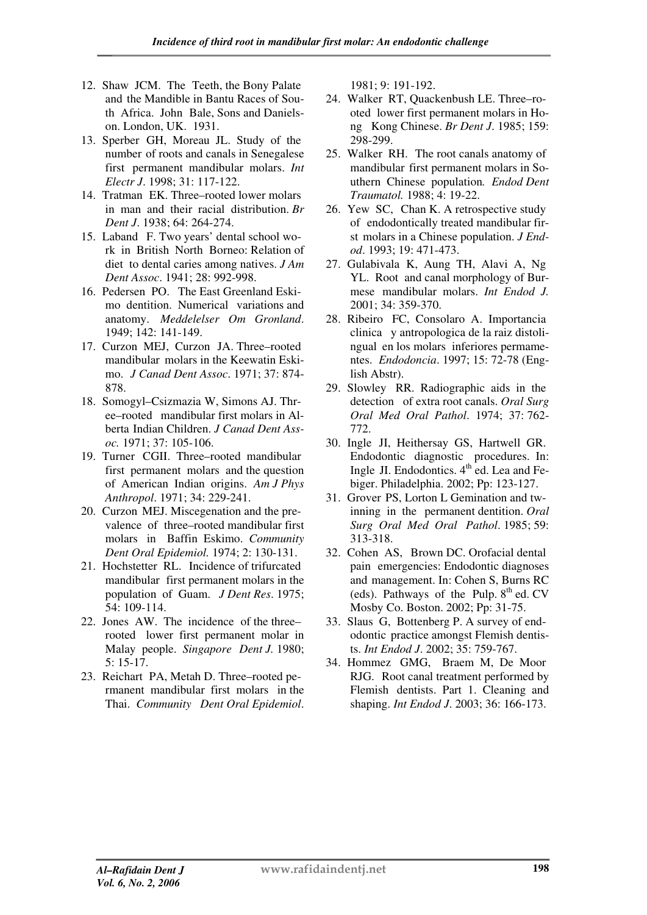12. Shaw JCM. The Teeth, the Bony Palate and the Mandible in Bantu Races of South Africa. John Bale, Sons and Danielson. London, UK. 1931.
13. Sperber GH, Moreau JL. Study of the number of roots and canals in Senegalese first permanent mandibular molars. *Int Electr J*. 1998; 31: 117-122.
14. Tratman EK. Three–rooted lower molars in man and their racial distribution. *Br Dent J*. 1938; 64: 264-274.
15. Laband F. Two years' dental school work in British North Borneo: Relation of diet to dental caries among natives. *J Am Dent Assoc*. 1941; 28: 992-998.
16. Pedersen PO. The East Greenland Eskimo dentition. Numerical variations and anatomy. *Meddelelser Om Gronland*. 1949; 142: 141-149.
17. Curzon MEJ, Curzon JA. Three–rooted mandibular molars in the Keewatin Eskimo. *J Canad Dent Assoc*. 1971; 37: 874-878.
18. Somogyl–Csizmazia W, Simons AJ. Three–rooted mandibular first molars in Alberta Indian Children. *J Canad Dent Assoc.* 1971; 37: 105-106.
19. Turner CGII. Three–rooted mandibular first permanent molars and the question of American Indian origins. *Am J Phys Anthropol*. 1971; 34: 229-241.
20. Curzon MEJ. Miscegenation and the prevalence of three–rooted mandibular first molars in Baffin Eskimo. *Community Dent Oral Epidemiol.* 1974; 2: 130-131.
21. Hochstetter RL. Incidence of trifurcated mandibular first permanent molars in the population of Guam. *J Dent Res*. 1975; 54: 109-114.
22. Jones AW. The incidence of the three–rooted lower first permanent molar in Malay people. *Singapore Dent J*. 1980; 5: 15-17.
23. Reichart PA, Metah D. Three–rooted permanent mandibular first molars in the Thai. *Community Dent Oral Epidemiol*. 1981; 9: 191-192.
24. Walker RT, Quackenbush LE. Three–rooted lower first permanent molars in Hong Kong Chinese. *Br Dent J*. 1985; 159: 298-299.
25. Walker RH. The root canals anatomy of mandibular first permanent molars in Southern Chinese population*. Endod Dent Traumatol.* 1988; 4: 19-22.
26. Yew SC, Chan K. A retrospective study of endodontically treated mandibular first molars in a Chinese population. *J Endod*. 1993; 19: 471-473.
27. Gulabivala K, Aung TH, Alavi A, Ng YL. Root and canal morphology of Burmese mandibular molars. *Int Endod J.* 2001; 34: 359-370.
28. Ribeiro FC, Consolaro A. Importancia clinica y antropologica de la raiz distolingual en los molars inferiores permamentes. *Endodoncia*. 1997; 15: 72-78 (English Abstr).
29. Slowley RR. Radiographic aids in the detection of extra root canals. *Oral Surg Oral Med Oral Pathol*. 1974; 37: 762-772.
30. Ingle JI, Heithersay GS, Hartwell GR. Endodontic diagnostic procedures. In: Ingle JI. Endodontics. 4th ed. Lea and Febiger. Philadelphia. 2002; Pp: 123-127.
31. Grover PS, Lorton L Gemination and twinning in the permanent dentition. *Oral Surg Oral Med Oral Pathol*. 1985; 59: 313-318.
32. Cohen AS, Brown DC. Orofacial dental pain emergencies: Endodontic diagnoses and management. In: Cohen S, Burns RC (eds). Pathways of the Pulp. 8th ed. CV Mosby Co. Boston. 2002; Pp: 31-75.
33. Slaus G, Bottenberg P. A survey of endodontic practice amongst Flemish dentists. *Int Endod J*. 2002; 35: 759-767.
34. Hommez GMG, Braem M, De Moor RJG. Root canal treatment performed by Flemish dentists. Part 1. Cleaning and shaping. *Int Endod J*. 2003; 36: 166-173.